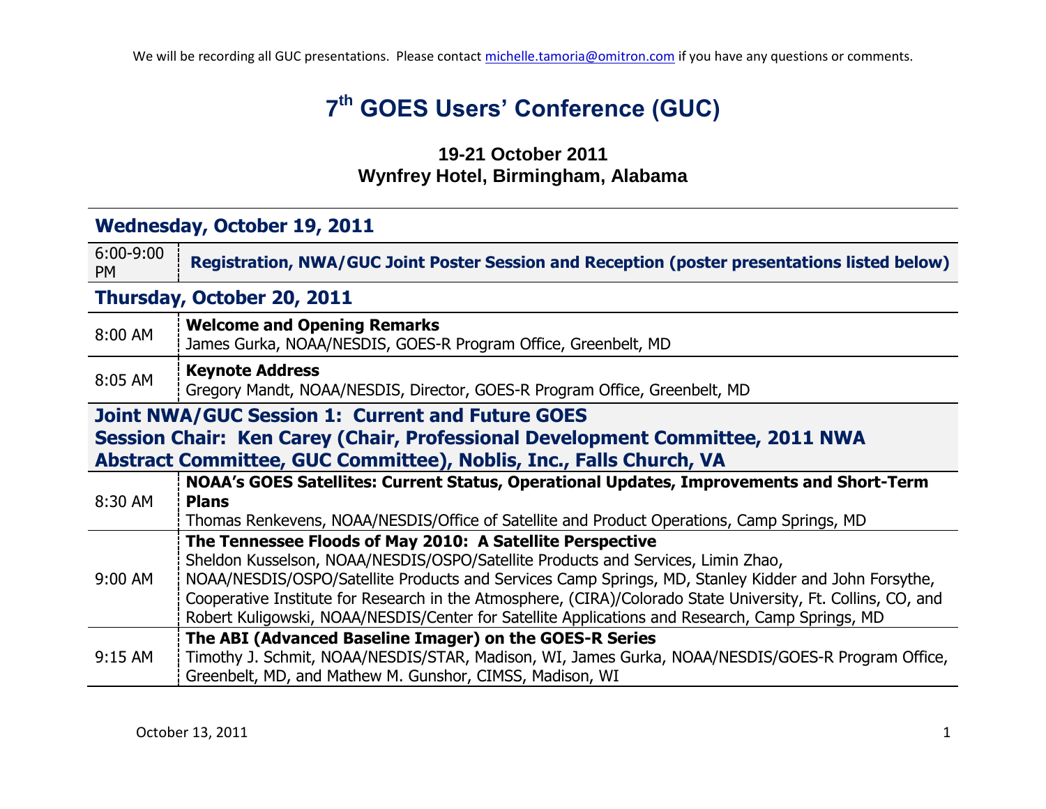We will be recording all GUC presentations. Please contact michelle.tamoria@omitron.com if you have any questions or comments.

# 7th GOES Users' Conference (GUC)

### 19-21 October 2011
### Wynfrey Hotel, Birmingham, Alabama

## Wednesday, October 19, 2011

| Time | Event |
|---|---|
| 6:00-9:00 PM | **Registration, NWA/GUC Joint Poster Session and Reception (poster presentations listed below)** |

## Thursday, October 20, 2011

| Time | Event |
|---|---|
| 8:00 AM | **Welcome and Opening Remarks**<br>James Gurka, NOAA/NESDIS, GOES-R Program Office, Greenbelt, MD |
| 8:05 AM | **Keynote Address**<br>Gregory Mandt, NOAA/NESDIS, Director, GOES-R Program Office, Greenbelt, MD |

### Joint NWA/GUC Session 1: Current and Future GOES
### Session Chair: Ken Carey (Chair, Professional Development Committee, 2011 NWA Abstract Committee, GUC Committee), Noblis, Inc., Falls Church, VA

| Time | Event |
|---|---|
| 8:30 AM | **NOAA's GOES Satellites: Current Status, Operational Updates, Improvements and Short-Term Plans**<br>Thomas Renkevens, NOAA/NESDIS/Office of Satellite and Product Operations, Camp Springs, MD |
| 9:00 AM | **The Tennessee Floods of May 2010: A Satellite Perspective**<br>Sheldon Kusselson, NOAA/NESDIS/OSPO/Satellite Products and Services, Limin Zhao, NOAA/NESDIS/OSPO/Satellite Products and Services Camp Springs, MD, Stanley Kidder and John Forsythe, Cooperative Institute for Research in the Atmosphere, (CIRA)/Colorado State University, Ft. Collins, CO, and Robert Kuligowski, NOAA/NESDIS/Center for Satellite Applications and Research, Camp Springs, MD |
| 9:15 AM | **The ABI (Advanced Baseline Imager) on the GOES-R Series**<br>Timothy J. Schmit, NOAA/NESDIS/STAR, Madison, WI, James Gurka, NOAA/NESDIS/GOES-R Program Office, Greenbelt, MD, and Mathew M. Gunshor, CIMSS, Madison, WI |

October 13, 2011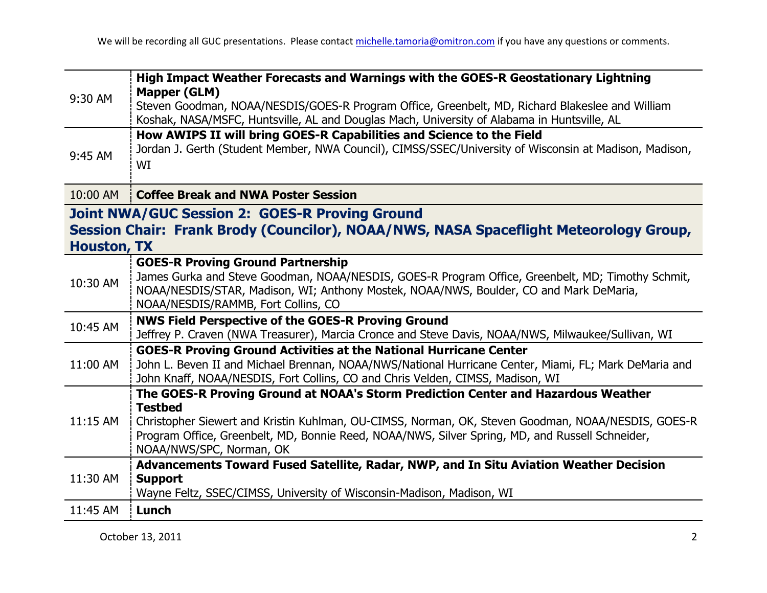We will be recording all GUC presentations. Please contact michelle.tamoria@omitron.com if you have any questions or comments.

| | |
|---|---|
| 9:30 AM | **High Impact Weather Forecasts and Warnings with the GOES-R Geostationary Lightning Mapper (GLM)**<br>Steven Goodman, NOAA/NESDIS/GOES-R Program Office, Greenbelt, MD, Richard Blakeslee and William Koshak, NASA/MSFC, Huntsville, AL and Douglas Mach, University of Alabama in Huntsville, AL |
| 9:45 AM | **How AWIPS II will bring GOES-R Capabilities and Science to the Field**<br>Jordan J. Gerth (Student Member, NWA Council), CIMSS/SSEC/University of Wisconsin at Madison, Madison, WI |
| 10:00 AM | **Coffee Break and NWA Poster Session** |

## Joint NWA/GUC Session 2: GOES-R Proving Ground
## Session Chair: Frank Brody (Councilor), NOAA/NWS, NASA Spaceflight Meteorology Group, Houston, TX

| | |
|---|---|
| 10:30 AM | **GOES-R Proving Ground Partnership**<br>James Gurka and Steve Goodman, NOAA/NESDIS, GOES-R Program Office, Greenbelt, MD; Timothy Schmit, NOAA/NESDIS/STAR, Madison, WI; Anthony Mostek, NOAA/NWS, Boulder, CO and Mark DeMaria, NOAA/NESDIS/RAMMB, Fort Collins, CO |
| 10:45 AM | **NWS Field Perspective of the GOES-R Proving Ground**<br>Jeffrey P. Craven (NWA Treasurer), Marcia Cronce and Steve Davis, NOAA/NWS, Milwaukee/Sullivan, WI |
| 11:00 AM | **GOES-R Proving Ground Activities at the National Hurricane Center**<br>John L. Beven II and Michael Brennan, NOAA/NWS/National Hurricane Center, Miami, FL; Mark DeMaria and John Knaff, NOAA/NESDIS, Fort Collins, CO and Chris Velden, CIMSS, Madison, WI |
| 11:15 AM | **The GOES-R Proving Ground at NOAA's Storm Prediction Center and Hazardous Weather Testbed**<br>Christopher Siewert and Kristin Kuhlman, OU-CIMSS, Norman, OK, Steven Goodman, NOAA/NESDIS, GOES-R Program Office, Greenbelt, MD, Bonnie Reed, NOAA/NWS, Silver Spring, MD, and Russell Schneider, NOAA/NWS/SPC, Norman, OK |
| 11:30 AM | **Advancements Toward Fused Satellite, Radar, NWP, and In Situ Aviation Weather Decision Support**<br>Wayne Feltz, SSEC/CIMSS, University of Wisconsin-Madison, Madison, WI |
| 11:45 AM | **Lunch** |

October 13, 2011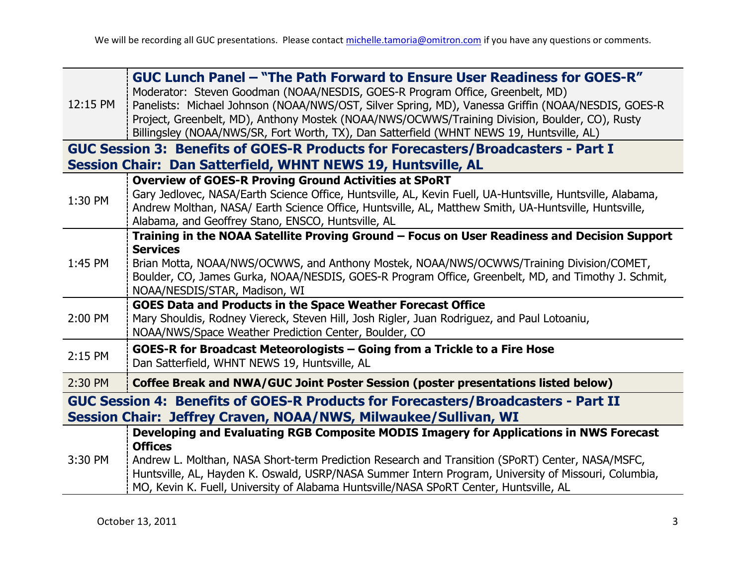We will be recording all GUC presentations. Please contact michelle.tamoria@omitron.com if you have any questions or comments.

| | |
|---|---|
| 12:15 PM | **GUC Lunch Panel – "The Path Forward to Ensure User Readiness for GOES-R"**<br>Moderator: Steven Goodman (NOAA/NESDIS, GOES-R Program Office, Greenbelt, MD)<br>Panelists: Michael Johnson (NOAA/NWS/OST, Silver Spring, MD), Vanessa Griffin (NOAA/NESDIS, GOES-R Project, Greenbelt, MD), Anthony Mostek (NOAA/NWS/OCWWS/Training Division, Boulder, CO), Rusty Billingsley (NOAA/NWS/SR, Fort Worth, TX), Dan Satterfield (WHNT NEWS 19, Huntsville, AL) |
| **GUC Session 3: Benefits of GOES-R Products for Forecasters/Broadcasters - Part I**<br>**Session Chair: Dan Satterfield, WHNT NEWS 19, Huntsville, AL** | |
| 1:30 PM | **Overview of GOES-R Proving Ground Activities at SPoRT**<br>Gary Jedlovec, NASA/Earth Science Office, Huntsville, AL, Kevin Fuell, UA-Huntsville, Huntsville, Alabama, Andrew Molthan, NASA/ Earth Science Office, Huntsville, AL, Matthew Smith, UA-Huntsville, Huntsville, Alabama, and Geoffrey Stano, ENSCO, Huntsville, AL |
| 1:45 PM | **Training in the NOAA Satellite Proving Ground – Focus on User Readiness and Decision Support Services**<br>Brian Motta, NOAA/NWS/OCWWS, and Anthony Mostek, NOAA/NWS/OCWWS/Training Division/COMET, Boulder, CO, James Gurka, NOAA/NESDIS, GOES-R Program Office, Greenbelt, MD, and Timothy J. Schmit, NOAA/NESDIS/STAR, Madison, WI |
| 2:00 PM | **GOES Data and Products in the Space Weather Forecast Office**<br>Mary Shouldis, Rodney Viereck, Steven Hill, Josh Rigler, Juan Rodriguez, and Paul Lotoaniu, NOAA/NWS/Space Weather Prediction Center, Boulder, CO |
| 2:15 PM | **GOES-R for Broadcast Meteorologists – Going from a Trickle to a Fire Hose**<br>Dan Satterfield, WHNT NEWS 19, Huntsville, AL |
| 2:30 PM | **Coffee Break and NWA/GUC Joint Poster Session (poster presentations listed below)** |
| **GUC Session 4: Benefits of GOES-R Products for Forecasters/Broadcasters - Part II**<br>**Session Chair: Jeffrey Craven, NOAA/NWS, Milwaukee/Sullivan, WI** | |
| 3:30 PM | **Developing and Evaluating RGB Composite MODIS Imagery for Applications in NWS Forecast Offices**<br>Andrew L. Molthan, NASA Short-term Prediction Research and Transition (SPoRT) Center, NASA/MSFC, Huntsville, AL, Hayden K. Oswald, USRP/NASA Summer Intern Program, University of Missouri, Columbia, MO, Kevin K. Fuell, University of Alabama Huntsville/NASA SPoRT Center, Huntsville, AL |

October 13, 2011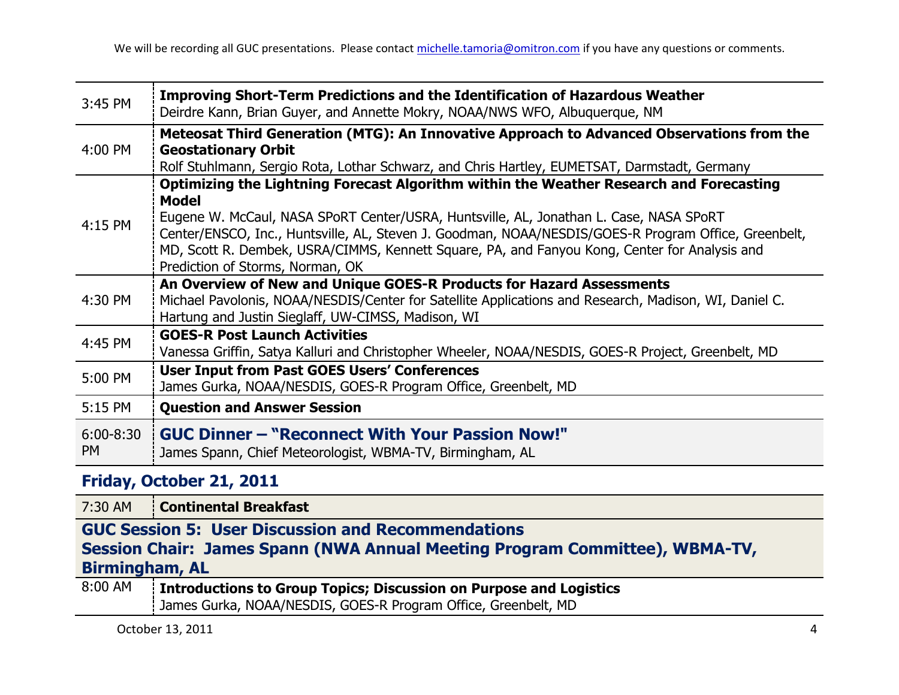We will be recording all GUC presentations. Please contact michelle.tamoria@omitron.com if you have any questions or comments.

| | |
|---|---|
| 3:45 PM | **Improving Short-Term Predictions and the Identification of Hazardous Weather**<br>Deirdre Kann, Brian Guyer, and Annette Mokry, NOAA/NWS WFO, Albuquerque, NM |
| 4:00 PM | **Meteosat Third Generation (MTG): An Innovative Approach to Advanced Observations from the Geostationary Orbit**<br>Rolf Stuhlmann, Sergio Rota, Lothar Schwarz, and Chris Hartley, EUMETSAT, Darmstadt, Germany |
| 4:15 PM | **Optimizing the Lightning Forecast Algorithm within the Weather Research and Forecasting Model**<br>Eugene W. McCaul, NASA SPoRT Center/USRA, Huntsville, AL, Jonathan L. Case, NASA SPoRT Center/ENSCO, Inc., Huntsville, AL, Steven J. Goodman, NOAA/NESDIS/GOES-R Program Office, Greenbelt, MD, Scott R. Dembek, USRA/CIMMS, Kennett Square, PA, and Fanyou Kong, Center for Analysis and Prediction of Storms, Norman, OK |
| 4:30 PM | **An Overview of New and Unique GOES-R Products for Hazard Assessments**<br>Michael Pavolonis, NOAA/NESDIS/Center for Satellite Applications and Research, Madison, WI, Daniel C. Hartung and Justin Sieglaff, UW-CIMSS, Madison, WI |
| 4:45 PM | **GOES-R Post Launch Activities**<br>Vanessa Griffin, Satya Kalluri and Christopher Wheeler, NOAA/NESDIS, GOES-R Project, Greenbelt, MD |
| 5:00 PM | **User Input from Past GOES Users' Conferences**<br>James Gurka, NOAA/NESDIS, GOES-R Program Office, Greenbelt, MD |
| 5:15 PM | **Question and Answer Session** |
| 6:00-8:30 PM | **GUC Dinner – "Reconnect With Your Passion Now!"**<br>James Spann, Chief Meteorologist, WBMA-TV, Birmingham, AL |

## Friday, October 21, 2011

| | |
|---|---|
| 7:30 AM | **Continental Breakfast** |

### GUC Session 5: User Discussion and Recommendations
### Session Chair: James Spann (NWA Annual Meeting Program Committee), WBMA-TV, Birmingham, AL

| | |
|---|---|
| 8:00 AM | **Introductions to Group Topics; Discussion on Purpose and Logistics**<br>James Gurka, NOAA/NESDIS, GOES-R Program Office, Greenbelt, MD |

October 13, 2011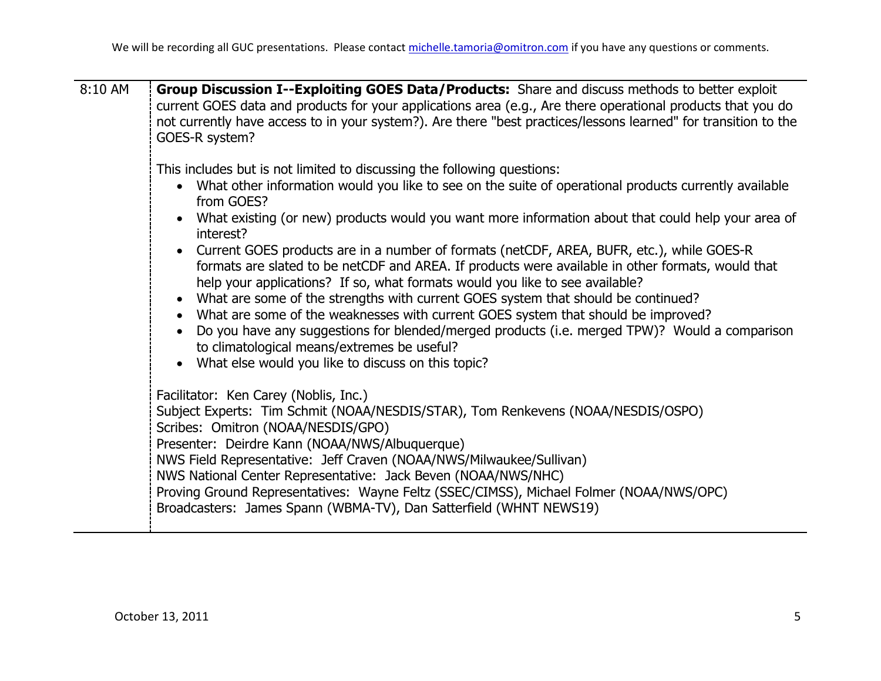| | |
|---|---|
| 8:10 AM | **Group Discussion I--Exploiting GOES Data/Products:** Share and discuss methods to better exploit current GOES data and products for your applications area (e.g., Are there operational products that you do not currently have access to in your system?). Are there "best practices/lessons learned" for transition to the GOES-R system?<br><br>This includes but is not limited to discussing the following questions:<br>• What other information would you like to see on the suite of operational products currently available from GOES?<br>• What existing (or new) products would you want more information about that could help your area of interest?<br>• Current GOES products are in a number of formats (netCDF, AREA, BUFR, etc.), while GOES-R formats are slated to be netCDF and AREA. If products were available in other formats, would that help your applications? If so, what formats would you like to see available?<br>• What are some of the strengths with current GOES system that should be continued?<br>• What are some of the weaknesses with current GOES system that should be improved?<br>• Do you have any suggestions for blended/merged products (i.e. merged TPW)? Would a comparison to climatological means/extremes be useful?<br>• What else would you like to discuss on this topic?<br><br>Facilitator: Ken Carey (Noblis, Inc.)<br>Subject Experts: Tim Schmit (NOAA/NESDIS/STAR), Tom Renkevens (NOAA/NESDIS/OSPO)<br>Scribes: Omitron (NOAA/NESDIS/GPO)<br>Presenter: Deirdre Kann (NOAA/NWS/Albuquerque)<br>NWS Field Representative: Jeff Craven (NOAA/NWS/Milwaukee/Sullivan)<br>NWS National Center Representative: Jack Beven (NOAA/NWS/NHC)<br>Proving Ground Representatives: Wayne Feltz (SSEC/CIMSS), Michael Folmer (NOAA/NWS/OPC)<br>Broadcasters: James Spann (WBMA-TV), Dan Satterfield (WHNT NEWS19) |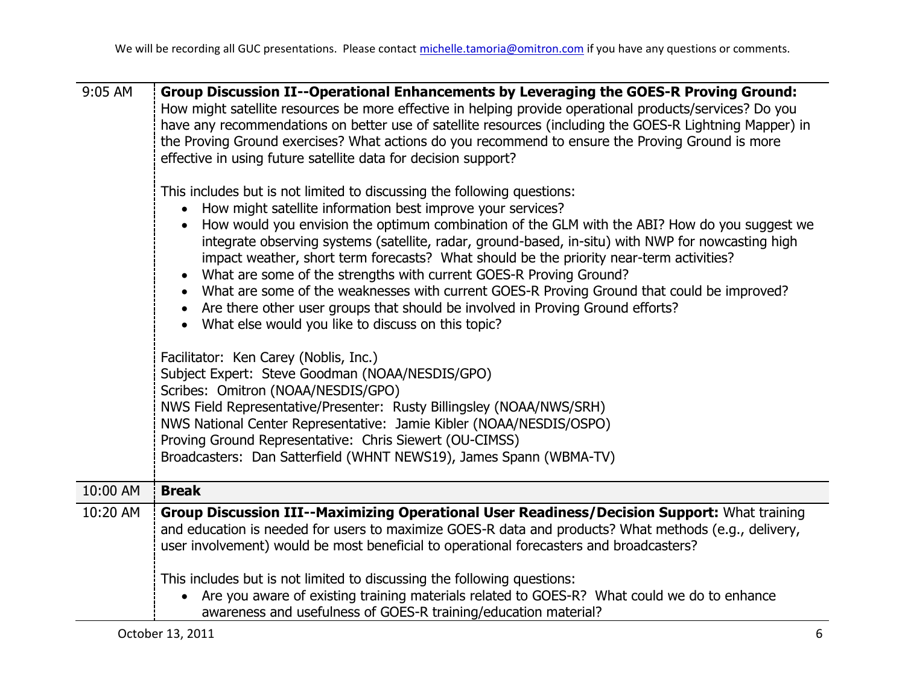We will be recording all GUC presentations. Please contact michelle.tamoria@omitron.com if you have any questions or comments.

| | |
|---|---|
| 9:05 AM | **Group Discussion II--Operational Enhancements by Leveraging the GOES-R Proving Ground:** How might satellite resources be more effective in helping provide operational products/services? Do you have any recommendations on better use of satellite resources (including the GOES-R Lightning Mapper) in the Proving Ground exercises? What actions do you recommend to ensure the Proving Ground is more effective in using future satellite data for decision support?<br><br>This includes but is not limited to discussing the following questions:<br>• How might satellite information best improve your services?<br>• How would you envision the optimum combination of the GLM with the ABI? How do you suggest we integrate observing systems (satellite, radar, ground-based, in-situ) with NWP for nowcasting high impact weather, short term forecasts? What should be the priority near-term activities?<br>• What are some of the strengths with current GOES-R Proving Ground?<br>• What are some of the weaknesses with current GOES-R Proving Ground that could be improved?<br>• Are there other user groups that should be involved in Proving Ground efforts?<br>• What else would you like to discuss on this topic?<br><br>Facilitator: Ken Carey (Noblis, Inc.)<br>Subject Expert: Steve Goodman (NOAA/NESDIS/GPO)<br>Scribes: Omitron (NOAA/NESDIS/GPO)<br>NWS Field Representative/Presenter: Rusty Billingsley (NOAA/NWS/SRH)<br>NWS National Center Representative: Jamie Kibler (NOAA/NESDIS/OSPO)<br>Proving Ground Representative: Chris Siewert (OU-CIMSS)<br>Broadcasters: Dan Satterfield (WHNT NEWS19), James Spann (WBMA-TV) |
| 10:00 AM | **Break** |
| 10:20 AM | **Group Discussion III--Maximizing Operational User Readiness/Decision Support:** What training and education is needed for users to maximize GOES-R data and products? What methods (e.g., delivery, user involvement) would be most beneficial to operational forecasters and broadcasters?<br><br>This includes but is not limited to discussing the following questions:<br>• Are you aware of existing training materials related to GOES-R? What could we do to enhance awareness and usefulness of GOES-R training/education material? |

October 13, 2011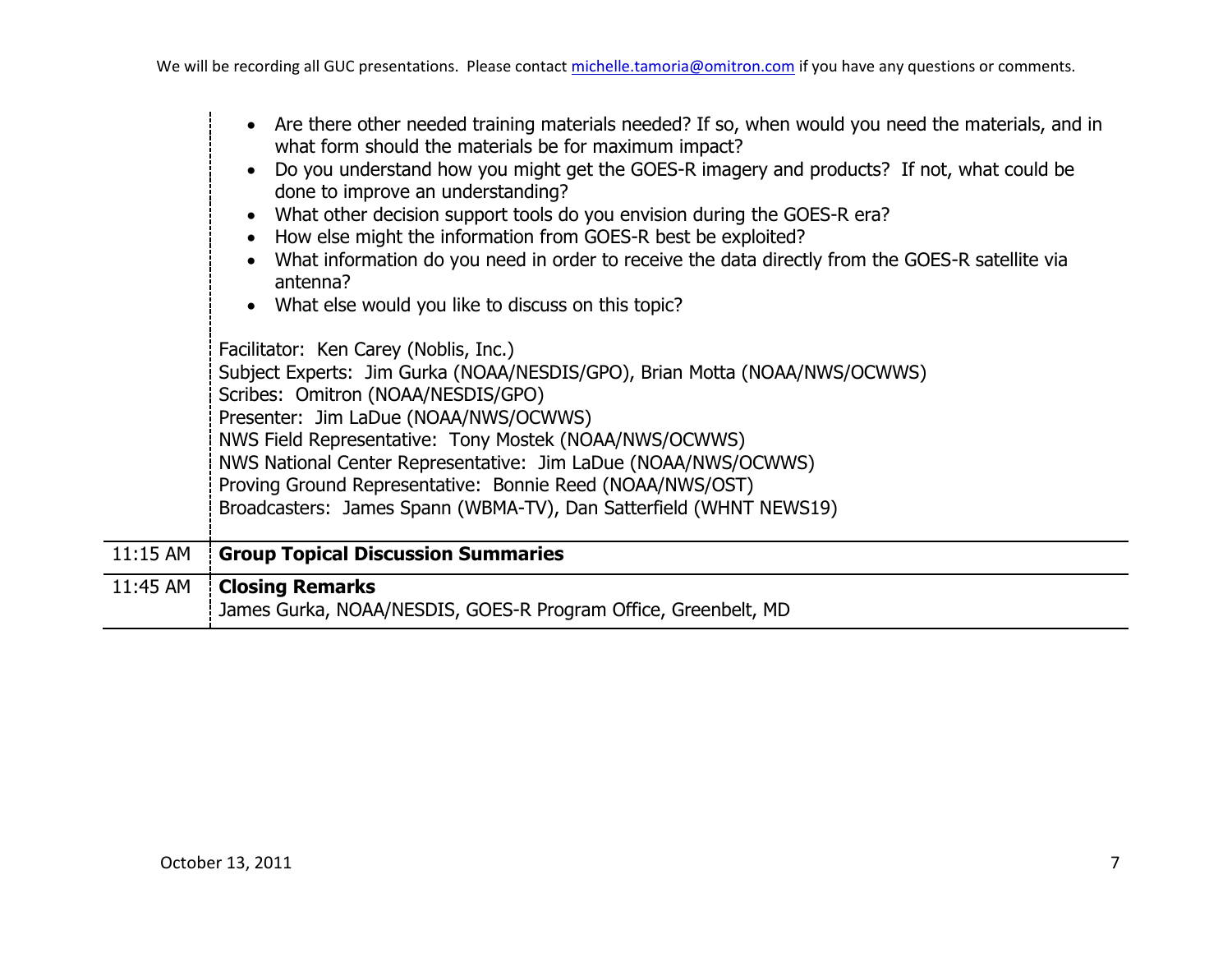| | |
|---|---|
| | • Are there other needed training materials needed? If so, when would you need the materials, and in what form should the materials be for maximum impact?<br>• Do you understand how you might get the GOES-R imagery and products? If not, what could be done to improve an understanding?<br>• What other decision support tools do you envision during the GOES-R era?<br>• How else might the information from GOES-R best be exploited?<br>• What information do you need in order to receive the data directly from the GOES-R satellite via antenna?<br>• What else would you like to discuss on this topic?<br><br>Facilitator: Ken Carey (Noblis, Inc.)<br>Subject Experts: Jim Gurka (NOAA/NESDIS/GPO), Brian Motta (NOAA/NWS/OCWWS)<br>Scribes: Omitron (NOAA/NESDIS/GPO)<br>Presenter: Jim LaDue (NOAA/NWS/OCWWS)<br>NWS Field Representative: Tony Mostek (NOAA/NWS/OCWWS)<br>NWS National Center Representative: Jim LaDue (NOAA/NWS/OCWWS)<br>Proving Ground Representative: Bonnie Reed (NOAA/NWS/OST)<br>Broadcasters: James Spann (WBMA-TV), Dan Satterfield (WHNT NEWS19) |
| 11:15 AM | **Group Topical Discussion Summaries** |
| 11:45 AM | **Closing Remarks**<br>James Gurka, NOAA/NESDIS, GOES-R Program Office, Greenbelt, MD |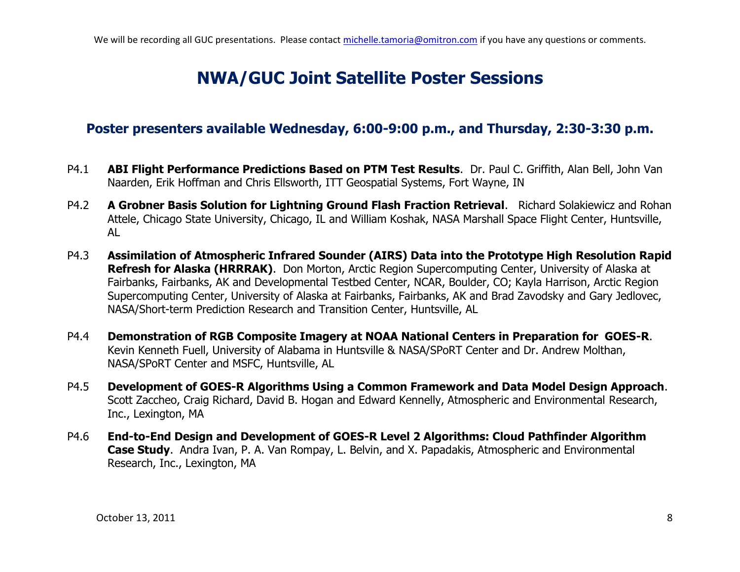We will be recording all GUC presentations. Please contact michelle.tamoria@omitron.com if you have any questions or comments.

# NWA/GUC Joint Satellite Poster Sessions

## Poster presenters available Wednesday, 6:00-9:00 p.m., and Thursday, 2:30-3:30 p.m.

P4.1 **ABI Flight Performance Predictions Based on PTM Test Results**. Dr. Paul C. Griffith, Alan Bell, John Van Naarden, Erik Hoffman and Chris Ellsworth, ITT Geospatial Systems, Fort Wayne, IN

P4.2 **A Grobner Basis Solution for Lightning Ground Flash Fraction Retrieval**. Richard Solakiewicz and Rohan Attele, Chicago State University, Chicago, IL and William Koshak, NASA Marshall Space Flight Center, Huntsville, AL

P4.3 **Assimilation of Atmospheric Infrared Sounder (AIRS) Data into the Prototype High Resolution Rapid Refresh for Alaska (HRRRAK)**. Don Morton, Arctic Region Supercomputing Center, University of Alaska at Fairbanks, Fairbanks, AK and Developmental Testbed Center, NCAR, Boulder, CO; Kayla Harrison, Arctic Region Supercomputing Center, University of Alaska at Fairbanks, Fairbanks, AK and Brad Zavodsky and Gary Jedlovec, NASA/Short-term Prediction Research and Transition Center, Huntsville, AL

P4.4 **Demonstration of RGB Composite Imagery at NOAA National Centers in Preparation for GOES-R**. Kevin Kenneth Fuell, University of Alabama in Huntsville & NASA/SPoRT Center and Dr. Andrew Molthan, NASA/SPoRT Center and MSFC, Huntsville, AL

P4.5 **Development of GOES-R Algorithms Using a Common Framework and Data Model Design Approach**. Scott Zaccheo, Craig Richard, David B. Hogan and Edward Kennelly, Atmospheric and Environmental Research, Inc., Lexington, MA

P4.6 **End-to-End Design and Development of GOES-R Level 2 Algorithms: Cloud Pathfinder Algorithm Case Study**. Andra Ivan, P. A. Van Rompay, L. Belvin, and X. Papadakis, Atmospheric and Environmental Research, Inc., Lexington, MA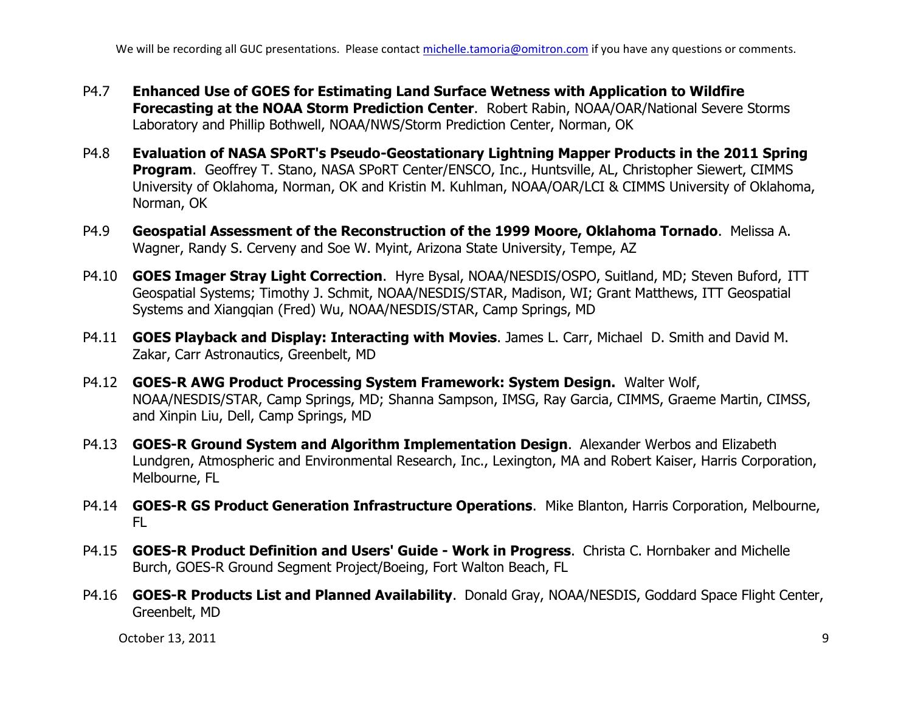P4.7 **Enhanced Use of GOES for Estimating Land Surface Wetness with Application to Wildfire Forecasting at the NOAA Storm Prediction Center**. Robert Rabin, NOAA/OAR/National Severe Storms Laboratory and Phillip Bothwell, NOAA/NWS/Storm Prediction Center, Norman, OK

P4.8 **Evaluation of NASA SPoRT's Pseudo-Geostationary Lightning Mapper Products in the 2011 Spring Program**. Geoffrey T. Stano, NASA SPoRT Center/ENSCO, Inc., Huntsville, AL, Christopher Siewert, CIMMS University of Oklahoma, Norman, OK and Kristin M. Kuhlman, NOAA/OAR/LCI & CIMMS University of Oklahoma, Norman, OK

P4.9 **Geospatial Assessment of the Reconstruction of the 1999 Moore, Oklahoma Tornado**. Melissa A. Wagner, Randy S. Cerveny and Soe W. Myint, Arizona State University, Tempe, AZ

P4.10 **GOES Imager Stray Light Correction**. Hyre Bysal, NOAA/NESDIS/OSPO, Suitland, MD; Steven Buford, ITT Geospatial Systems; Timothy J. Schmit, NOAA/NESDIS/STAR, Madison, WI; Grant Matthews, ITT Geospatial Systems and Xiangqian (Fred) Wu, NOAA/NESDIS/STAR, Camp Springs, MD

P4.11 **GOES Playback and Display: Interacting with Movies**. James L. Carr, Michael D. Smith and David M. Zakar, Carr Astronautics, Greenbelt, MD

P4.12 **GOES-R AWG Product Processing System Framework: System Design.** Walter Wolf, NOAA/NESDIS/STAR, Camp Springs, MD; Shanna Sampson, IMSG, Ray Garcia, CIMMS, Graeme Martin, CIMSS, and Xinpin Liu, Dell, Camp Springs, MD

P4.13 **GOES-R Ground System and Algorithm Implementation Design**. Alexander Werbos and Elizabeth Lundgren, Atmospheric and Environmental Research, Inc., Lexington, MA and Robert Kaiser, Harris Corporation, Melbourne, FL

P4.14 **GOES-R GS Product Generation Infrastructure Operations**. Mike Blanton, Harris Corporation, Melbourne, FL

P4.15 **GOES-R Product Definition and Users' Guide - Work in Progress**. Christa C. Hornbaker and Michelle Burch, GOES-R Ground Segment Project/Boeing, Fort Walton Beach, FL

P4.16 **GOES-R Products List and Planned Availability**. Donald Gray, NOAA/NESDIS, Goddard Space Flight Center, Greenbelt, MD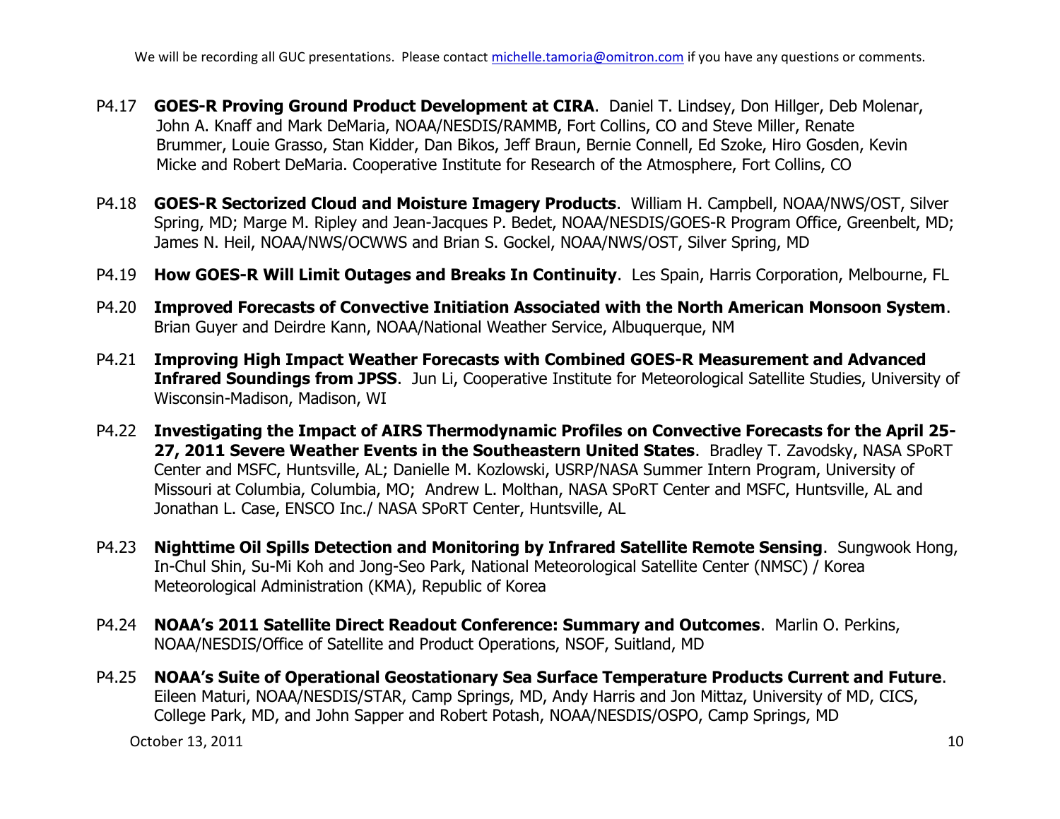- P4.17 **GOES-R Proving Ground Product Development at CIRA**. Daniel T. Lindsey, Don Hillger, Deb Molenar, John A. Knaff and Mark DeMaria, NOAA/NESDIS/RAMMB, Fort Collins, CO and Steve Miller, Renate Brummer, Louie Grasso, Stan Kidder, Dan Bikos, Jeff Braun, Bernie Connell, Ed Szoke, Hiro Gosden, Kevin Micke and Robert DeMaria. Cooperative Institute for Research of the Atmosphere, Fort Collins, CO

- P4.18 **GOES-R Sectorized Cloud and Moisture Imagery Products**. William H. Campbell, NOAA/NWS/OST, Silver Spring, MD; Marge M. Ripley and Jean-Jacques P. Bedet, NOAA/NESDIS/GOES-R Program Office, Greenbelt, MD; James N. Heil, NOAA/NWS/OCWWS and Brian S. Gockel, NOAA/NWS/OST, Silver Spring, MD

- P4.19 **How GOES-R Will Limit Outages and Breaks In Continuity**. Les Spain, Harris Corporation, Melbourne, FL

- P4.20 **Improved Forecasts of Convective Initiation Associated with the North American Monsoon System**. Brian Guyer and Deirdre Kann, NOAA/National Weather Service, Albuquerque, NM

- P4.21 **Improving High Impact Weather Forecasts with Combined GOES-R Measurement and Advanced Infrared Soundings from JPSS**. Jun Li, Cooperative Institute for Meteorological Satellite Studies, University of Wisconsin-Madison, Madison, WI

- P4.22 **Investigating the Impact of AIRS Thermodynamic Profiles on Convective Forecasts for the April 25-27, 2011 Severe Weather Events in the Southeastern United States**. Bradley T. Zavodsky, NASA SPoRT Center and MSFC, Huntsville, AL; Danielle M. Kozlowski, USRP/NASA Summer Intern Program, University of Missouri at Columbia, Columbia, MO; Andrew L. Molthan, NASA SPoRT Center and MSFC, Huntsville, AL and Jonathan L. Case, ENSCO Inc./ NASA SPoRT Center, Huntsville, AL

- P4.23 **Nighttime Oil Spills Detection and Monitoring by Infrared Satellite Remote Sensing**. Sungwook Hong, In-Chul Shin, Su-Mi Koh and Jong-Seo Park, National Meteorological Satellite Center (NMSC) / Korea Meteorological Administration (KMA), Republic of Korea

- P4.24 **NOAA's 2011 Satellite Direct Readout Conference: Summary and Outcomes**. Marlin O. Perkins, NOAA/NESDIS/Office of Satellite and Product Operations, NSOF, Suitland, MD

- P4.25 **NOAA's Suite of Operational Geostationary Sea Surface Temperature Products Current and Future**. Eileen Maturi, NOAA/NESDIS/STAR, Camp Springs, MD, Andy Harris and Jon Mittaz, University of MD, CICS, College Park, MD, and John Sapper and Robert Potash, NOAA/NESDIS/OSPO, Camp Springs, MD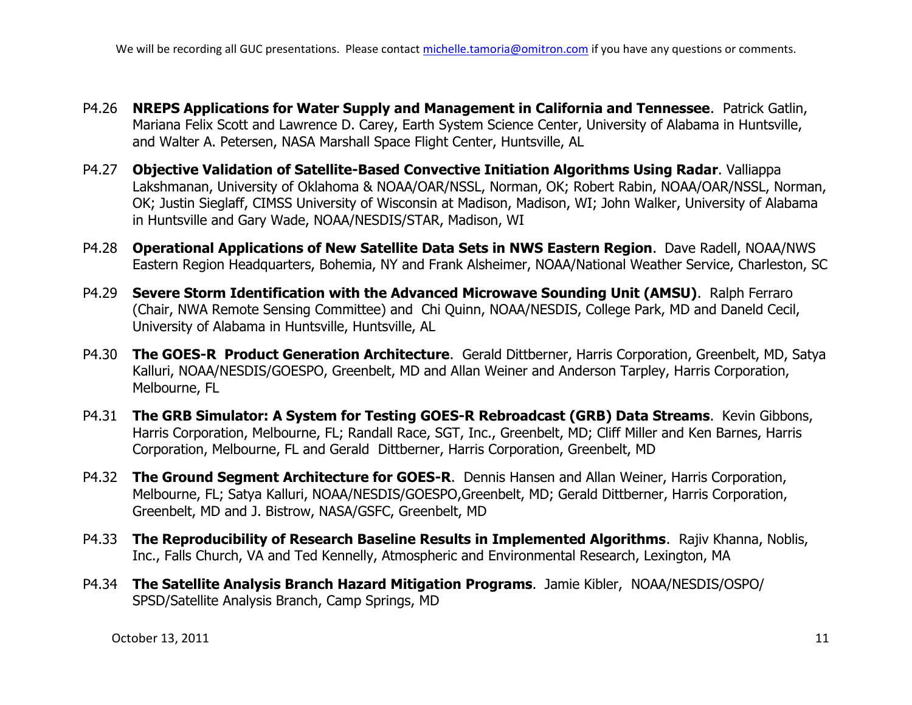We will be recording all GUC presentations. Please contact michelle.tamoria@omitron.com if you have any questions or comments.

P4.26 **NREPS Applications for Water Supply and Management in California and Tennessee**. Patrick Gatlin, Mariana Felix Scott and Lawrence D. Carey, Earth System Science Center, University of Alabama in Huntsville, and Walter A. Petersen, NASA Marshall Space Flight Center, Huntsville, AL

P4.27 **Objective Validation of Satellite-Based Convective Initiation Algorithms Using Radar**. Valliappa Lakshmanan, University of Oklahoma & NOAA/OAR/NSSL, Norman, OK; Robert Rabin, NOAA/OAR/NSSL, Norman, OK; Justin Sieglaff, CIMSS University of Wisconsin at Madison, Madison, WI; John Walker, University of Alabama in Huntsville and Gary Wade, NOAA/NESDIS/STAR, Madison, WI

P4.28 **Operational Applications of New Satellite Data Sets in NWS Eastern Region**. Dave Radell, NOAA/NWS Eastern Region Headquarters, Bohemia, NY and Frank Alsheimer, NOAA/National Weather Service, Charleston, SC

P4.29 **Severe Storm Identification with the Advanced Microwave Sounding Unit (AMSU)**. Ralph Ferraro (Chair, NWA Remote Sensing Committee) and Chi Quinn, NOAA/NESDIS, College Park, MD and Daneld Cecil, University of Alabama in Huntsville, Huntsville, AL

P4.30 **The GOES-R Product Generation Architecture**. Gerald Dittberner, Harris Corporation, Greenbelt, MD, Satya Kalluri, NOAA/NESDIS/GOESPO, Greenbelt, MD and Allan Weiner and Anderson Tarpley, Harris Corporation, Melbourne, FL

P4.31 **The GRB Simulator: A System for Testing GOES-R Rebroadcast (GRB) Data Streams**. Kevin Gibbons, Harris Corporation, Melbourne, FL; Randall Race, SGT, Inc., Greenbelt, MD; Cliff Miller and Ken Barnes, Harris Corporation, Melbourne, FL and Gerald Dittberner, Harris Corporation, Greenbelt, MD

P4.32 **The Ground Segment Architecture for GOES-R**. Dennis Hansen and Allan Weiner, Harris Corporation, Melbourne, FL; Satya Kalluri, NOAA/NESDIS/GOESPO,Greenbelt, MD; Gerald Dittberner, Harris Corporation, Greenbelt, MD and J. Bistrow, NASA/GSFC, Greenbelt, MD

P4.33 **The Reproducibility of Research Baseline Results in Implemented Algorithms**. Rajiv Khanna, Noblis, Inc., Falls Church, VA and Ted Kennelly, Atmospheric and Environmental Research, Lexington, MA

P4.34 **The Satellite Analysis Branch Hazard Mitigation Programs**. Jamie Kibler, NOAA/NESDIS/OSPO/SPSD/Satellite Analysis Branch, Camp Springs, MD

October 13, 2011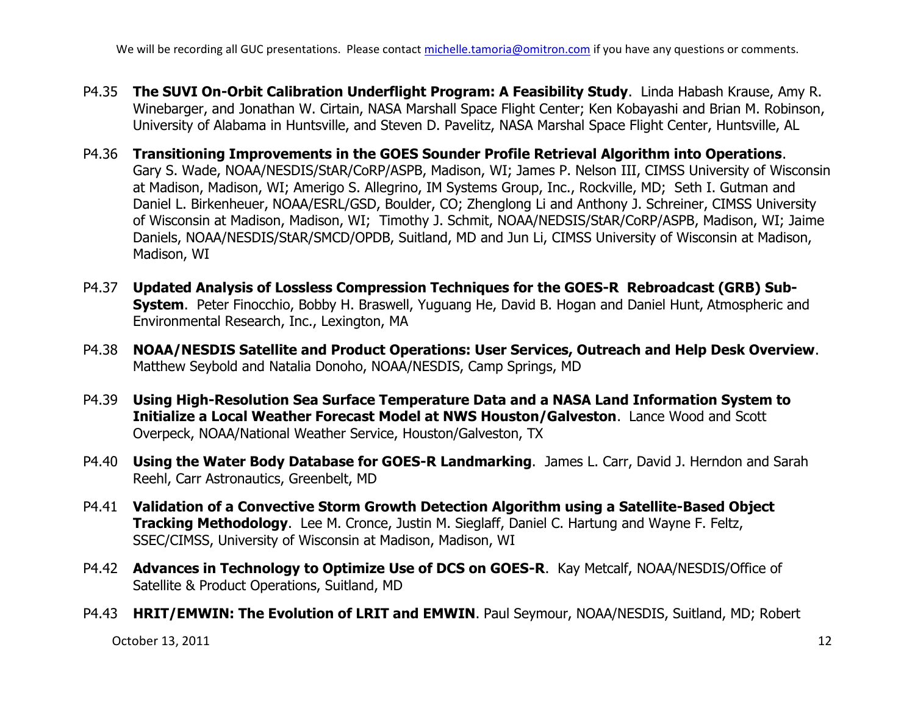We will be recording all GUC presentations. Please contact michelle.tamoria@omitron.com if you have any questions or comments.

P4.35 **The SUVI On-Orbit Calibration Underflight Program: A Feasibility Study**. Linda Habash Krause, Amy R. Winebarger, and Jonathan W. Cirtain, NASA Marshall Space Flight Center; Ken Kobayashi and Brian M. Robinson, University of Alabama in Huntsville, and Steven D. Pavelitz, NASA Marshal Space Flight Center, Huntsville, AL

P4.36 **Transitioning Improvements in the GOES Sounder Profile Retrieval Algorithm into Operations**. Gary S. Wade, NOAA/NESDIS/StAR/CoRP/ASPB, Madison, WI; James P. Nelson III, CIMSS University of Wisconsin at Madison, Madison, WI; Amerigo S. Allegrino, IM Systems Group, Inc., Rockville, MD; Seth I. Gutman and Daniel L. Birkenheuer, NOAA/ESRL/GSD, Boulder, CO; Zhenglong Li and Anthony J. Schreiner, CIMSS University of Wisconsin at Madison, Madison, WI; Timothy J. Schmit, NOAA/NEDSIS/StAR/CoRP/ASPB, Madison, WI; Jaime Daniels, NOAA/NESDIS/StAR/SMCD/OPDB, Suitland, MD and Jun Li, CIMSS University of Wisconsin at Madison, Madison, WI

P4.37 **Updated Analysis of Lossless Compression Techniques for the GOES-R Rebroadcast (GRB) Sub-System**. Peter Finocchio, Bobby H. Braswell, Yuguang He, David B. Hogan and Daniel Hunt, Atmospheric and Environmental Research, Inc., Lexington, MA

P4.38 **NOAA/NESDIS Satellite and Product Operations: User Services, Outreach and Help Desk Overview**. Matthew Seybold and Natalia Donoho, NOAA/NESDIS, Camp Springs, MD

P4.39 **Using High-Resolution Sea Surface Temperature Data and a NASA Land Information System to Initialize a Local Weather Forecast Model at NWS Houston/Galveston**. Lance Wood and Scott Overpeck, NOAA/National Weather Service, Houston/Galveston, TX

P4.40 **Using the Water Body Database for GOES-R Landmarking**. James L. Carr, David J. Herndon and Sarah Reehl, Carr Astronautics, Greenbelt, MD

P4.41 **Validation of a Convective Storm Growth Detection Algorithm using a Satellite-Based Object Tracking Methodology**. Lee M. Cronce, Justin M. Sieglaff, Daniel C. Hartung and Wayne F. Feltz, SSEC/CIMSS, University of Wisconsin at Madison, Madison, WI

P4.42 **Advances in Technology to Optimize Use of DCS on GOES-R**. Kay Metcalf, NOAA/NESDIS/Office of Satellite & Product Operations, Suitland, MD

P4.43 **HRIT/EMWIN: The Evolution of LRIT and EMWIN**. Paul Seymour, NOAA/NESDIS, Suitland, MD; Robert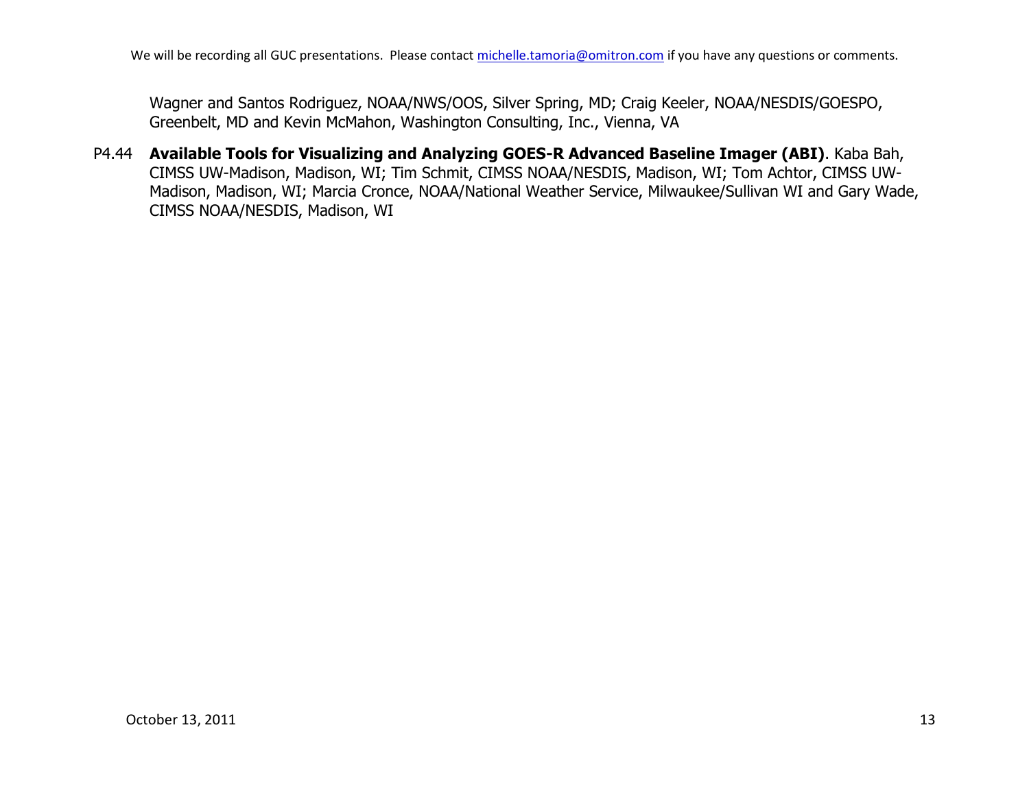Wagner and Santos Rodriguez, NOAA/NWS/OOS, Silver Spring, MD; Craig Keeler, NOAA/NESDIS/GOESPO, Greenbelt, MD and Kevin McMahon, Washington Consulting, Inc., Vienna, VA

P4.44 **Available Tools for Visualizing and Analyzing GOES-R Advanced Baseline Imager (ABI)**. Kaba Bah, CIMSS UW-Madison, Madison, WI; Tim Schmit, CIMSS NOAA/NESDIS, Madison, WI; Tom Achtor, CIMSS UW-Madison, Madison, WI; Marcia Cronce, NOAA/National Weather Service, Milwaukee/Sullivan WI and Gary Wade, CIMSS NOAA/NESDIS, Madison, WI